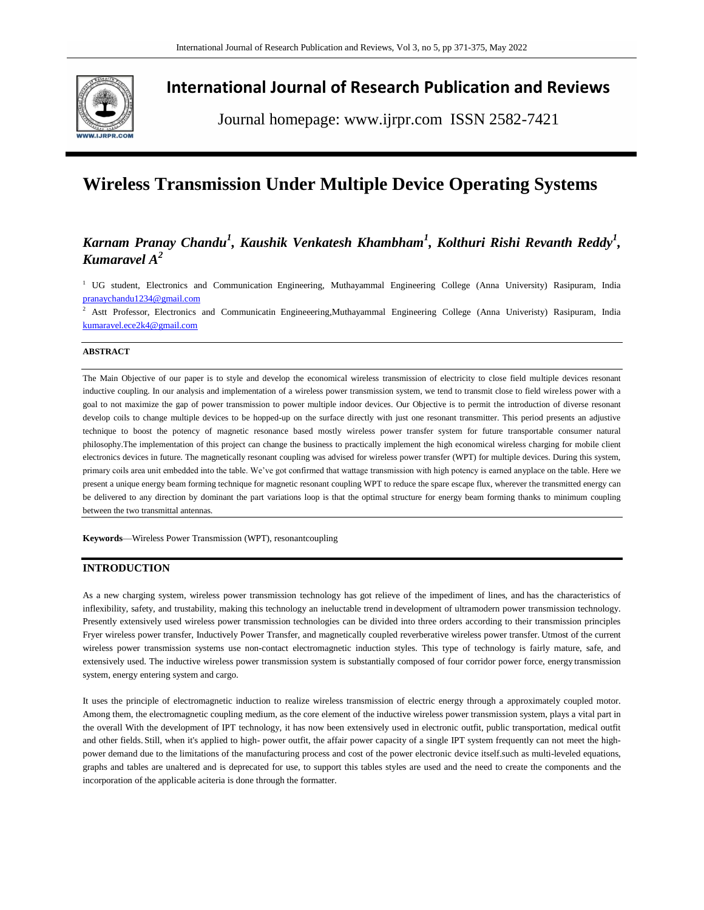# International Journal of Research Publication and Reviews

Journal homepage: www.ijrpr.com ISSN 2582-7421

# Wireless Transmission Under Multiple Device Operating Systems

***Karnam Pranay Chandu[1], Kaushik Venkatesh Khambham[1], Kolthuri Rishi Revanth Reddy[1], Kumaravel A[2]***

[1] UG student, Electronics and Communication Engineering, Muthayammal Engineering College (Anna University) Rasipuram, India pranaychandu1234@gmail.com

[2] Astt Professor, Electronics and Communicatin Engineeering,Muthayammal Engineering College (Anna Univeristy) Rasipuram, India kumaravel.ece2k4@gmail.com

**ABSTRACT**

The Main Objective of our paper is to style and develop the economical wireless transmission of electricity to close field multiple devices resonant inductive coupling. In our analysis and implementation of a wireless power transmission system, we tend to transmit close to field wireless power with a goal to not maximize the gap of power transmission to power multiple indoor devices. Our Objective is to permit the introduction of diverse resonant develop coils to change multiple devices to be hopped-up on the surface directly with just one resonant transmitter. This period presents an adjustive technique to boost the potency of magnetic resonance based mostly wireless power transfer system for future transportable consumer natural philosophy.The implementation of this project can change the business to practically implement the high economical wireless charging for mobile client electronics devices in future. The magnetically resonant coupling was advised for wireless power transfer (WPT) for multiple devices. During this system, primary coils area unit embedded into the table. We've got confirmed that wattage transmission with high potency is earned anyplace on the table. Here we present a unique energy beam forming technique for magnetic resonant coupling WPT to reduce the spare escape flux, wherever the transmitted energy can be delivered to any direction by dominant the part variations loop is that the optimal structure for energy beam forming thanks to minimum coupling between the two transmittal antennas.

**Keywords**—Wireless Power Transmission (WPT), resonantcoupling

## INTRODUCTION

As a new charging system, wireless power transmission technology has got relieve of the impediment of lines, and has the characteristics of inflexibility, safety, and trustability, making this technology an ineluctable trend in development of ultramodern power transmission technology. Presently extensively used wireless power transmission technologies can be divided into three orders according to their transmission principles Fryer wireless power transfer, Inductively Power Transfer, and magnetically coupled reverberative wireless power transfer. Utmost of the current wireless power transmission systems use non-contact electromagnetic induction styles. This type of technology is fairly mature, safe, and extensively used. The inductive wireless power transmission system is substantially composed of four corridor power force, energy transmission system, energy entering system and cargo.

It uses the principle of electromagnetic induction to realize wireless transmission of electric energy through a approximately coupled motor. Among them, the electromagnetic coupling medium, as the core element of the inductive wireless power transmission system, plays a vital part in the overall With the development of IPT technology, it has now been extensively used in electronic outfit, public transportation, medical outfit and other fields. Still, when it's applied to high- power outfit, the affair power capacity of a single IPT system frequently can not meet the high-power demand due to the limitations of the manufacturing process and cost of the power electronic device itself.such as multi-leveled equations, graphs and tables are unaltered and is deprecated for use, to support this tables styles are used and the need to create the components and the incorporation of the applicable aciteria is done through the formatter.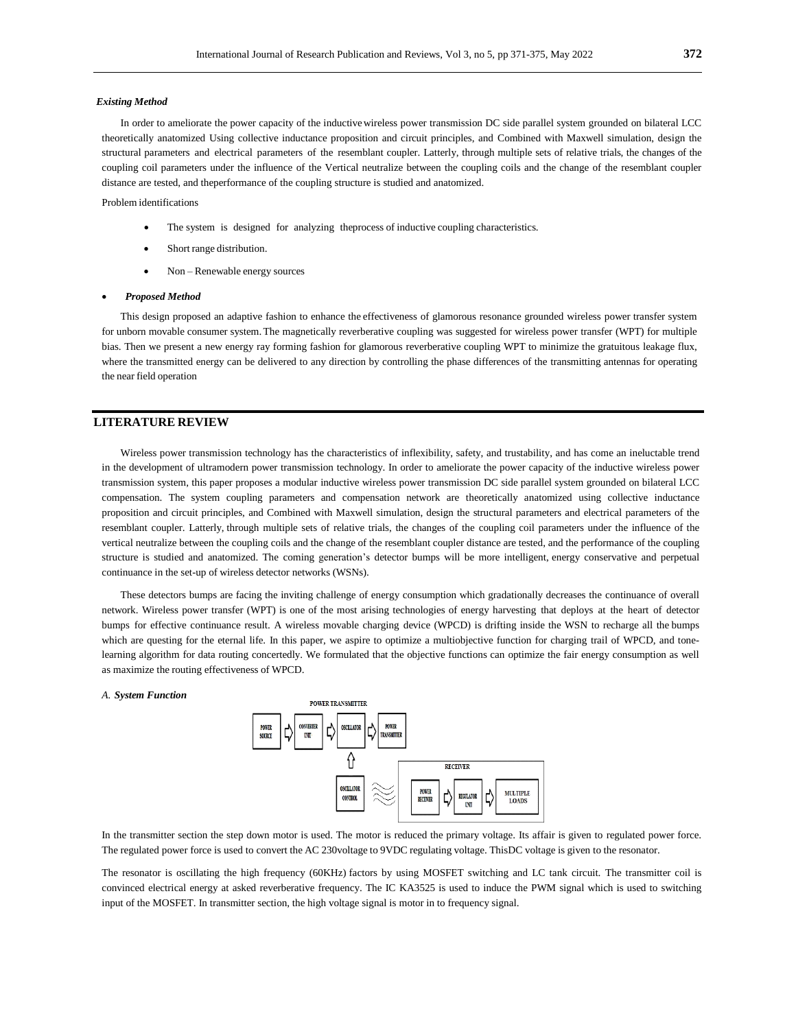***Existing Method***

In order to ameliorate the power capacity of the inductive wireless power transmission DC side parallel system grounded on bilateral LCC theoretically anatomized Using collective inductance proposition and circuit principles, and Combined with Maxwell simulation, design the structural parameters and electrical parameters of the resemblant coupler. Latterly, through multiple sets of relative trials, the changes of the coupling coil parameters under the influence of the Vertical neutralize between the coupling coils and the change of the resemblant coupler distance are tested, and theperformance of the coupling structure is studied and anatomized.

Problem identifications

- The system is designed for analyzing theprocess of inductive coupling characteristics.
- Short range distribution.
- Non – Renewable energy sources

- ***Proposed Method***

This design proposed an adaptive fashion to enhance the effectiveness of glamorous resonance grounded wireless power transfer system for unborn movable consumer system. The magnetically reverberative coupling was suggested for wireless power transfer (WPT) for multiple bias. Then we present a new energy ray forming fashion for glamorous reverberative coupling WPT to minimize the gratuitous leakage flux, where the transmitted energy can be delivered to any direction by controlling the phase differences of the transmitting antennas for operating the near field operation

## LITERATURE REVIEW

Wireless power transmission technology has the characteristics of inflexibility, safety, and trustability, and has come an ineluctable trend in the development of ultramodern power transmission technology. In order to ameliorate the power capacity of the inductive wireless power transmission system, this paper proposes a modular inductive wireless power transmission DC side parallel system grounded on bilateral LCC compensation. The system coupling parameters and compensation network are theoretically anatomized using collective inductance proposition and circuit principles, and Combined with Maxwell simulation, design the structural parameters and electrical parameters of the resemblant coupler. Latterly, through multiple sets of relative trials, the changes of the coupling coil parameters under the influence of the vertical neutralize between the coupling coils and the change of the resemblant coupler distance are tested, and the performance of the coupling structure is studied and anatomized. The coming generation's detector bumps will be more intelligent, energy conservative and perpetual continuance in the set-up of wireless detector networks (WSNs).

These detectors bumps are facing the inviting challenge of energy consumption which gradationally decreases the continuance of overall network. Wireless power transfer (WPT) is one of the most arising technologies of energy harvesting that deploys at the heart of detector bumps for effective continuance result. A wireless movable charging device (WPCD) is drifting inside the WSN to recharge all the bumps which are questing for the eternal life. In this paper, we aspire to optimize a multiobjective function for charging trail of WPCD, and tone-learning algorithm for data routing concertedly. We formulated that the objective functions can optimize the fair energy consumption as well as maximize the routing effectiveness of WPCD.

### *A. System Function*

POWER TRANSMITTER: POWER SOURCE → CONVERTER UNIT → OSCILLATOR → POWER TRANSMITTER; OSCILLATOR CONTROL → OSCILLATOR

RECEIVER: POWER RECEIVER → REGULATOR UNIT → MULTIPLE LOADS

In the transmitter section the step down motor is used. The motor is reduced the primary voltage. Its affair is given to regulated power force. The regulated power force is used to convert the AC 230voltage to 9VDC regulating voltage. ThisDC voltage is given to the resonator.

The resonator is oscillating the high frequency (60KHz) factors by using MOSFET switching and LC tank circuit. The transmitter coil is convinced electrical energy at asked reverberative frequency. The IC KA3525 is used to induce the PWM signal which is used to switching input of the MOSFET. In transmitter section, the high voltage signal is motor in to frequency signal.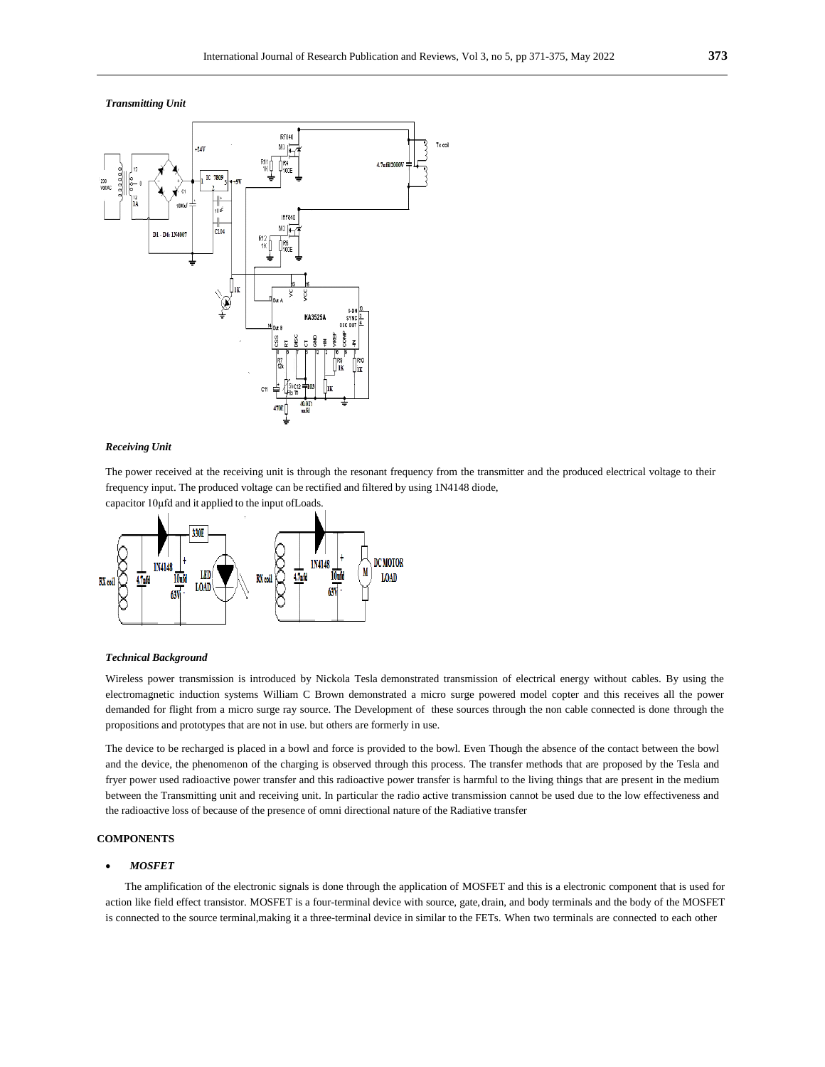*Transmitting Unit*

*Receiving Unit*

The power received at the receiving unit is through the resonant frequency from the transmitter and the produced electrical voltage to their frequency input. The produced voltage can be rectified and filtered by using 1N4148 diode, capacitor 10μfd and it applied to the input ofLoads.

*Technical Background*

Wireless power transmission is introduced by Nickola Tesla demonstrated transmission of electrical energy without cables. By using the electromagnetic induction systems William C Brown demonstrated a micro surge powered model copter and this receives all the power demanded for flight from a micro surge ray source. The Development of these sources through the non cable connected is done through the propositions and prototypes that are not in use. but others are formerly in use.

The device to be recharged is placed in a bowl and force is provided to the bowl. Even Though the absence of the contact between the bowl and the device, the phenomenon of the charging is observed through this process. The transfer methods that are proposed by the Tesla and fryer power used radioactive power transfer and this radioactive power transfer is harmful to the living things that are present in the medium between the Transmitting unit and receiving unit. In particular the radio active transmission cannot be used due to the low effectiveness and the radioactive loss of because of the presence of omni directional nature of the Radiative transfer

## COMPONENTS

- *MOSFET*

The amplification of the electronic signals is done through the application of MOSFET and this is a electronic component that is used for action like field effect transistor. MOSFET is a four-terminal device with source, gate, drain, and body terminals and the body of the MOSFET is connected to the source terminal,making it a three-terminal device in similar to the FETs. When two terminals are connected to each other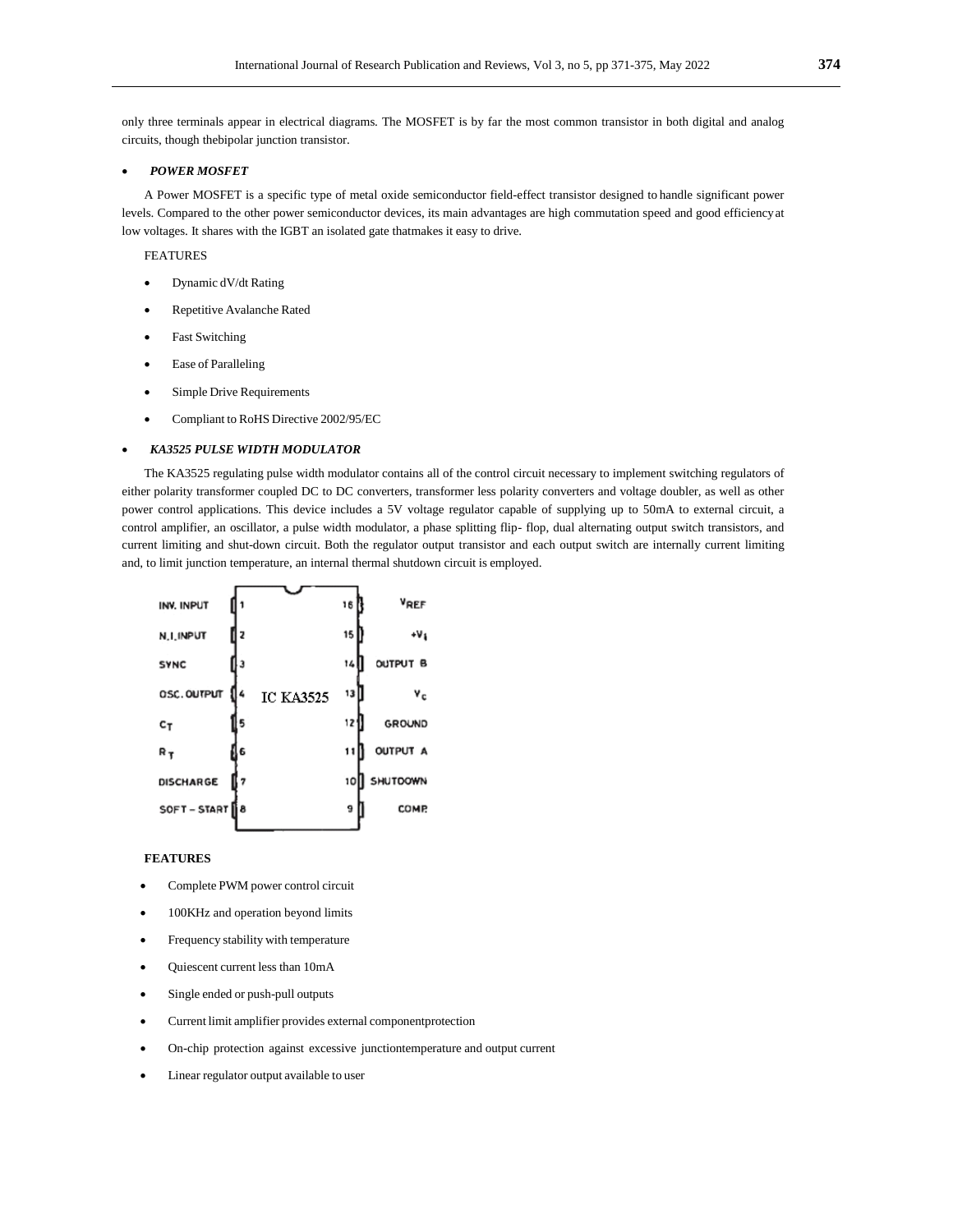only three terminals appear in electrical diagrams. The MOSFET is by far the most common transistor in both digital and analog circuits, though thebipolar junction transistor.

- ***POWER MOSFET***

A Power MOSFET is a specific type of metal oxide semiconductor field-effect transistor designed to handle significant power levels. Compared to the other power semiconductor devices, its main advantages are high commutation speed and good efficiency at low voltages. It shares with the IGBT an isolated gate thatmakes it easy to drive.

FEATURES

- Dynamic dV/dt Rating
- Repetitive Avalanche Rated
- Fast Switching
- Ease of Paralleling
- Simple Drive Requirements
- Compliant to RoHS Directive 2002/95/EC

- ***KA3525 PULSE WIDTH MODULATOR***

The KA3525 regulating pulse width modulator contains all of the control circuit necessary to implement switching regulators of either polarity transformer coupled DC to DC converters, transformer less polarity converters and voltage doubler, as well as other power control applications. This device includes a 5V voltage regulator capable of supplying up to 50mA to external circuit, a control amplifier, an oscillator, a pulse width modulator, a phase splitting flip- flop, dual alternating output switch transistors, and current limiting and shut-down circuit. Both the regulator output transistor and each output switch are internally current limiting and, to limit junction temperature, an internal thermal shutdown circuit is employed.

IC KA3525

| Pin | Name | Pin | Name |
|---|---|---|---|
| 1 | INV. INPUT | 16 | $V_{REF}$ |
| 2 | N.I. INPUT | 15 | $+V_{i}$ |
| 3 | SYNC | 14 | OUTPUT B |
| 4 | OSC. OUTPUT | 13 | $V_{c}$ |
| 5 | $C_{T}$ | 12 | GROUND |
| 6 | $R_{T}$ | 11 | OUTPUT A |
| 7 | DISCHARGE | 10 | SHUTDOWN |
| 8 | SOFT – START | 9 | COMP. |

**FEATURES**

- Complete PWM power control circuit
- 100KHz and operation beyond limits
- Frequency stability with temperature
- Quiescent current less than 10mA
- Single ended or push-pull outputs
- Current limit amplifier provides external componentprotection
- On-chip protection against excessive junctiontemperature and output current
- Linear regulator output available to user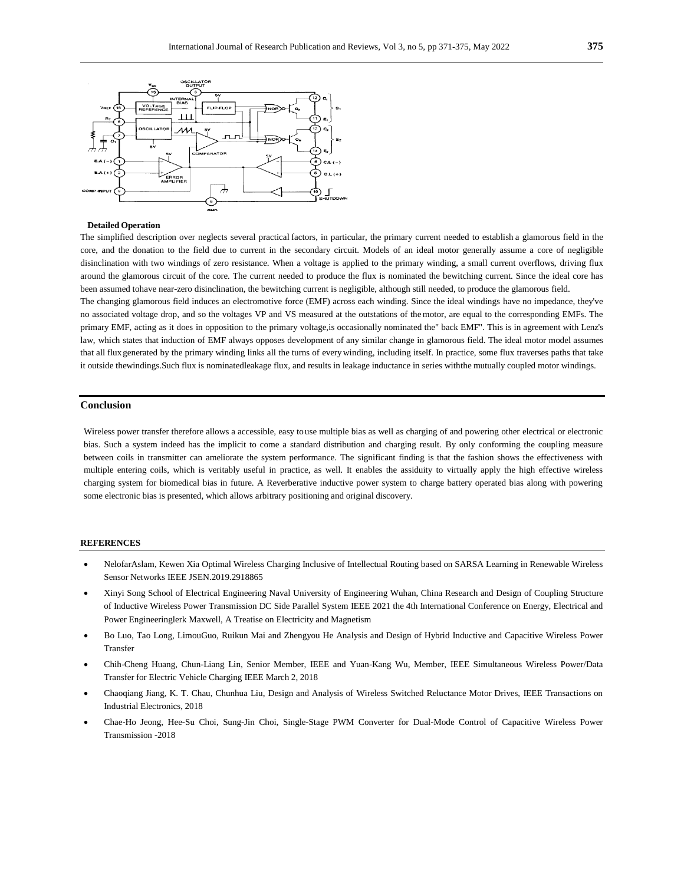VCC
OSCILLATOR OUTPUT
15
3
INTERNAL BIAS
5V
VREF
16
VOLTAGE REFERENCE
FLIP-FLOP
NOR
QA
12
C1
11
E1
S1
RT
6
OSCILLATOR
5V
13
C2
7
CT
5V
NOR
QB
14
E2
S2
COMPARATOR
5V
5V
E.A (−)
1
4
C.L (−)
E.A (+)
2
ERROR AMPLIFIER
5
C.L (+)
COMP INPUT
9
10
SHUTDOWN
8
GND

**Detailed Operation**

The simplified description over neglects several practical factors, in particular, the primary current needed to establish a glamorous field in the core, and the donation to the field due to current in the secondary circuit. Models of an ideal motor generally assume a core of negligible disinclination with two windings of zero resistance. When a voltage is applied to the primary winding, a small current overflows, driving flux around the glamorous circuit of the core. The current needed to produce the flux is nominated the bewitching current. Since the ideal core has been assumed tohave near-zero disinclination, the bewitching current is negligible, although still needed, to produce the glamorous field.

The changing glamorous field induces an electromotive force (EMF) across each winding. Since the ideal windings have no impedance, they've no associated voltage drop, and so the voltages VP and VS measured at the outstations of the motor, are equal to the corresponding EMFs. The primary EMF, acting as it does in opposition to the primary voltage,is occasionally nominated the" back EMF". This is in agreement with Lenz's law, which states that induction of EMF always opposes development of any similar change in glamorous field. The ideal motor model assumes that all flux generated by the primary winding links all the turns of every winding, including itself. In practice, some flux traverses paths that take it outside thewindings.Such flux is nominatedleakage flux, and results in leakage inductance in series withthe mutually coupled motor windings.

## Conclusion

Wireless power transfer therefore allows a accessible, easy to use multiple bias as well as charging of and powering other electrical or electronic bias. Such a system indeed has the implicit to come a standard distribution and charging result. By only conforming the coupling measure between coils in transmitter can ameliorate the system performance. The significant finding is that the fashion shows the effectiveness with multiple entering coils, which is veritably useful in practice, as well. It enables the assiduity to virtually apply the high effective wireless charging system for biomedical bias in future. A Reverberative inductive power system to charge battery operated bias along with powering some electronic bias is presented, which allows arbitrary positioning and original discovery.

## REFERENCES

- NelofarAslam, Kewen Xia Optimal Wireless Charging Inclusive of Intellectual Routing based on SARSA Learning in Renewable Wireless Sensor Networks IEEE JSEN.2019.2918865
- Xinyi Song School of Electrical Engineering Naval University of Engineering Wuhan, China Research and Design of Coupling Structure of Inductive Wireless Power Transmission DC Side Parallel System IEEE 2021 the 4th International Conference on Energy, Electrical and Power Engineeringlerk Maxwell, A Treatise on Electricity and Magnetism
- Bo Luo, Tao Long, LimouGuo, Ruikun Mai and Zhengyou He Analysis and Design of Hybrid Inductive and Capacitive Wireless Power Transfer
- Chih-Cheng Huang, Chun-Liang Lin, Senior Member, IEEE and Yuan-Kang Wu, Member, IEEE Simultaneous Wireless Power/Data Transfer for Electric Vehicle Charging IEEE March 2, 2018
- Chaoqiang Jiang, K. T. Chau, Chunhua Liu, Design and Analysis of Wireless Switched Reluctance Motor Drives, IEEE Transactions on Industrial Electronics, 2018
- Chae-Ho Jeong, Hee-Su Choi, Sung-Jin Choi, Single-Stage PWM Converter for Dual-Mode Control of Capacitive Wireless Power Transmission -2018